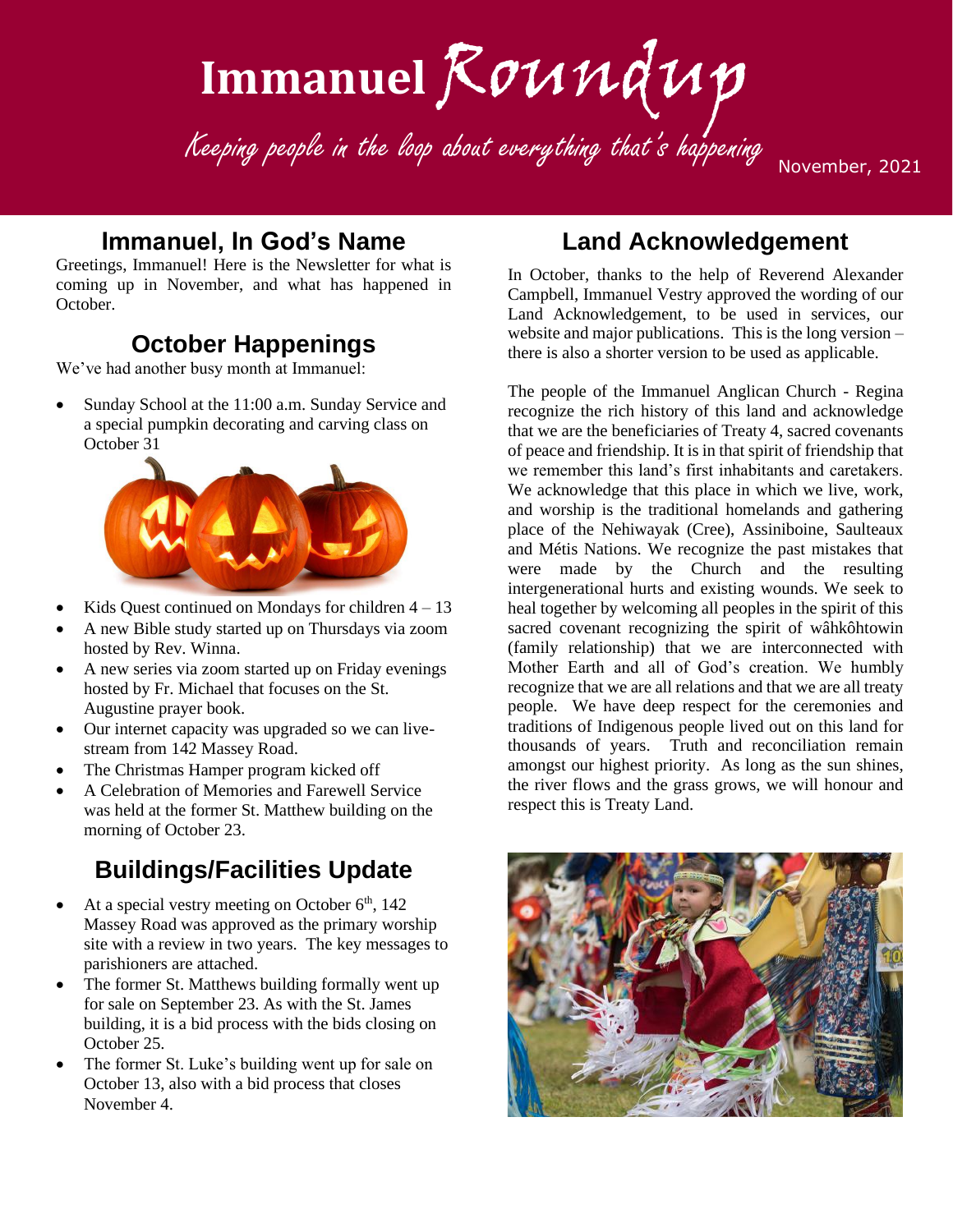# Immanuel Roundup

*Keeping people in the loop about everything that's happening*

November, 2021

## Immanuel, In God's Name

Greetings, Immanuel! Here is the Newsletter for what is coming up in November, and what has happened in October.

## October Happenings

We've had another busy month at Immanuel:

- Sunday School at the 11:00 a.m. Sunday Service and a special pumpkin decorating and carving class on October 31
- Kids Quest continued on Mondays for children 4 – 13
- A new Bible study started up on Thursdays via zoom hosted by Rev. Winna.
- A new series via zoom started up on Friday evenings hosted by Fr. Michael that focuses on the St. Augustine prayer book.
- Our internet capacity was upgraded so we can live-stream from 142 Massey Road.
- The Christmas Hamper program kicked off
- A Celebration of Memories and Farewell Service was held at the former St. Matthew building on the morning of October 23.

## Buildings/Facilities Update

- At a special vestry meeting on October 6th, 142 Massey Road was approved as the primary worship site with a review in two years. The key messages to parishioners are attached.
- The former St. Matthews building formally went up for sale on September 23. As with the St. James building, it is a bid process with the bids closing on October 25.
- The former St. Luke's building went up for sale on October 13, also with a bid process that closes November 4.

## Land Acknowledgement

In October, thanks to the help of Reverend Alexander Campbell, Immanuel Vestry approved the wording of our Land Acknowledgement, to be used in services, our website and major publications. This is the long version – there is also a shorter version to be used as applicable.

The people of the Immanuel Anglican Church - Regina recognize the rich history of this land and acknowledge that we are the beneficiaries of Treaty 4, sacred covenants of peace and friendship. It is in that spirit of friendship that we remember this land's first inhabitants and caretakers. We acknowledge that this place in which we live, work, and worship is the traditional homelands and gathering place of the Nehiwayak (Cree), Assiniboine, Saulteaux and Métis Nations. We recognize the past mistakes that were made by the Church and the resulting intergenerational hurts and existing wounds. We seek to heal together by welcoming all peoples in the spirit of this sacred covenant recognizing the spirit of wâhkôhtowin (family relationship) that we are interconnected with Mother Earth and all of God's creation. We humbly recognize that we are all relations and that we are all treaty people. We have deep respect for the ceremonies and traditions of Indigenous people lived out on this land for thousands of years. Truth and reconciliation remain amongst our highest priority. As long as the sun shines, the river flows and the grass grows, we will honour and respect this is Treaty Land.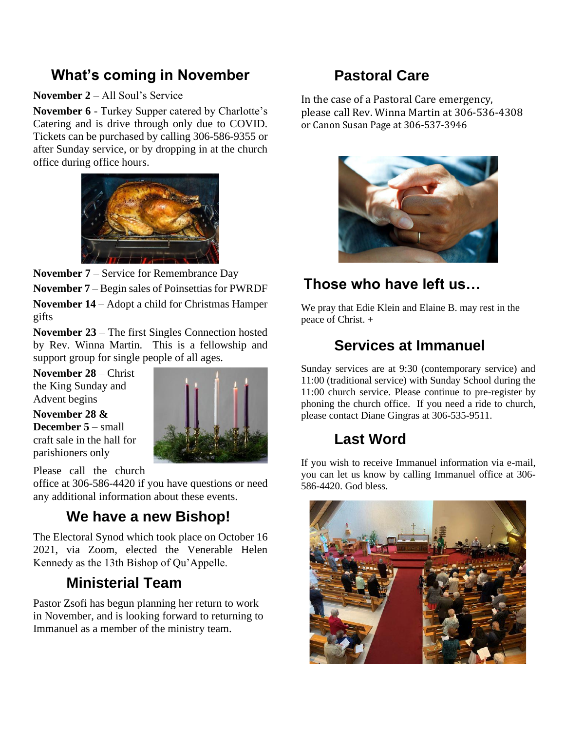## What's coming in November

**November 2** – All Soul's Service

**November 6** - Turkey Supper catered by Charlotte's Catering and is drive through only due to COVID. Tickets can be purchased by calling 306-586-9355 or after Sunday service, or by dropping in at the church office during office hours.

**November 7** – Service for Remembrance Day

**November 7** – Begin sales of Poinsettias for PWRDF

**November 14** – Adopt a child for Christmas Hamper gifts

**November 23** – The first Singles Connection hosted by Rev. Winna Martin. This is a fellowship and support group for single people of all ages.

**November 28** – Christ the King Sunday and Advent begins

**November 28 & December 5** – small craft sale in the hall for parishioners only

Please call the church office at 306-586-4420 if you have questions or need any additional information about these events.

## We have a new Bishop!

The Electoral Synod which took place on October 16 2021, via Zoom, elected the Venerable Helen Kennedy as the 13th Bishop of Qu'Appelle.

## Ministerial Team

Pastor Zsofi has begun planning her return to work in November, and is looking forward to returning to Immanuel as a member of the ministry team.

## Pastoral Care

In the case of a Pastoral Care emergency, please call Rev. Winna Martin at 306-536-4308 or Canon Susan Page at 306-537-3946

## Those who have left us…

We pray that Edie Klein and Elaine B. may rest in the peace of Christ. +

## Services at Immanuel

Sunday services are at 9:30 (contemporary service) and 11:00 (traditional service) with Sunday School during the 11:00 church service. Please continue to pre-register by phoning the church office. If you need a ride to church, please contact Diane Gingras at 306-535-9511.

## Last Word

If you wish to receive Immanuel information via e-mail, you can let us know by calling Immanuel office at 306-586-4420. God bless.